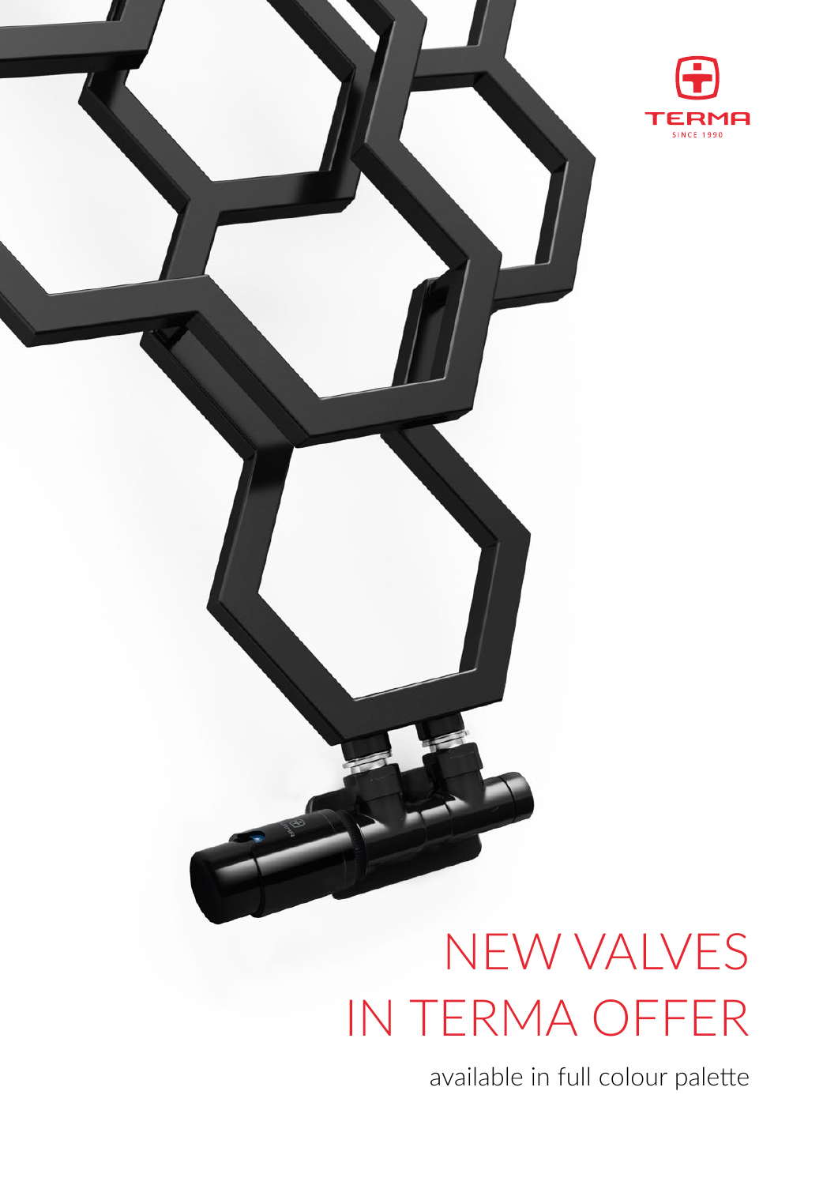TERMA

SINCE 1990

# NEW VALVES IN TERMA OFFER

available in full colour palette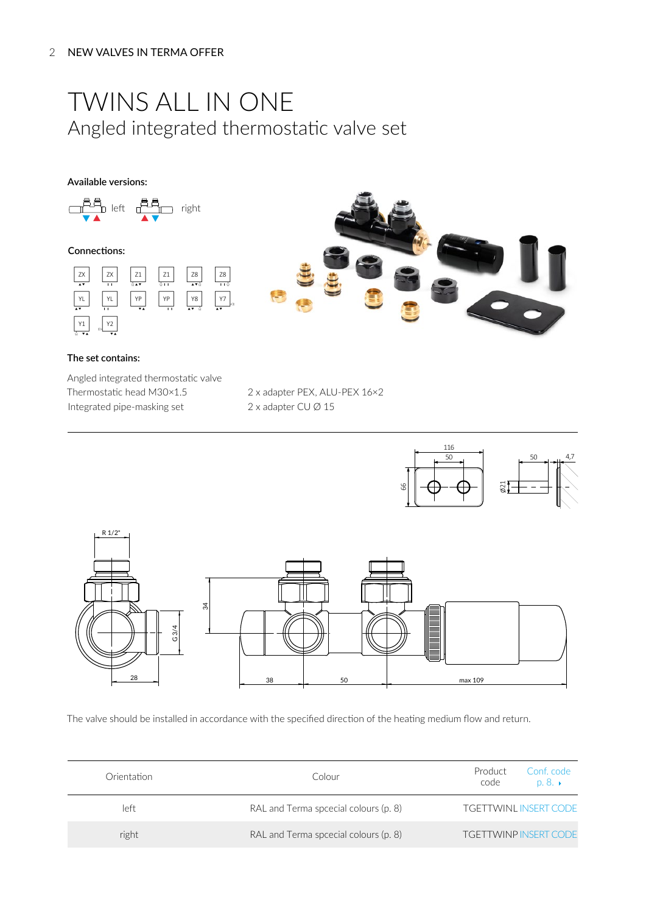# TWINS ALL IN ONE

## Angled integrated thermostatic valve set

**Available versions:**

left right

**Connections:**

ZX ZX Z1 Z1 Z8 Z8
YL YL YP YP Y8 Y7
Y1 Y2

**The set contains:**

Angled integrated thermostatic valve
Thermostatic head M30×1.5
Integrated pipe-masking set
2 x adapter PEX, ALU-PEX 16×2
2 x adapter CU Ø 15

The valve should be installed in accordance with the specified direction of the heating medium flow and return.

| Orientation | Colour | Product code | Conf. code p. 8. |
|---|---|---|---|
| left | RAL and Terma spcecial colours (p. 8) | TGETTWINL | INSERT CODE |
| right | RAL and Terma spcecial colours (p. 8) | TGETTWINP | INSERT CODE |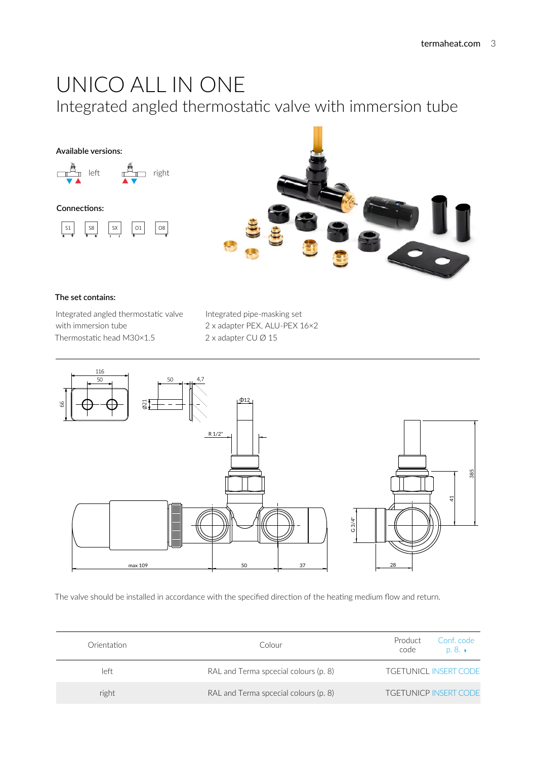# UNICO ALL IN ONE

## Integrated angled thermostatic valve with immersion tube

**Available versions:**

left

right

**Connections:**

S1 S8 SX O1 O8

**The set contains:**

Integrated angled thermostatic valve with immersion tube
Thermostatic head M30×1.5

Integrated pipe-masking set
2 x adapter PEX, ALU-PEX 16×2
2 x adapter CU Ø 15

The valve should be installed in accordance with the specified direction of the heating medium flow and return.

| Orientation | Colour | Product code | Conf. code p. 8. ▸ |
|---|---|---|---|
| left | RAL and Terma spcecial colours (p. 8) | TGETUNICL | INSERT CODE |
| right | RAL and Terma spcecial colours (p. 8) | TGETUNICP | INSERT CODE |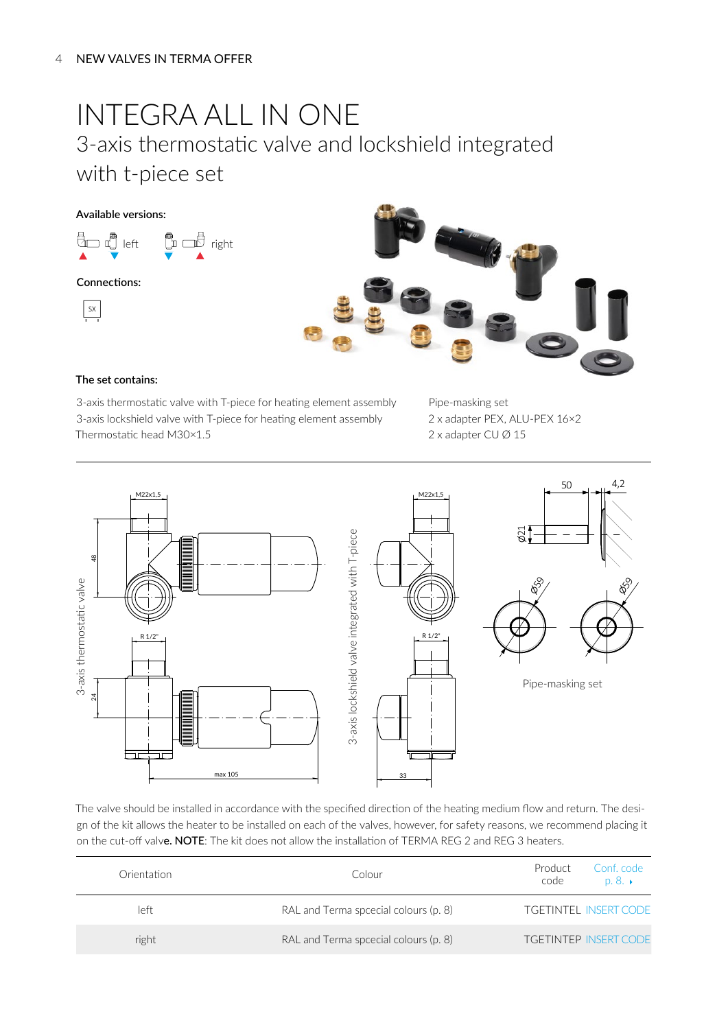# INTEGRA ALL IN ONE

## 3-axis thermostatic valve and lockshield integrated with t-piece set

**Available versions:**

left right

**Connections:**

SX

**The set contains:**

3-axis thermostatic valve with T-piece for heating element assembly
3-axis lockshield valve with T-piece for heating element assembly
Thermostatic head M30×1.5
Pipe-masking set
2 x adapter PEX, ALU-PEX 16×2
2 x adapter CU Ø 15

3-axis thermostatic valve

3-axis lockshield valve integrated with T-piece

Pipe-masking set

The valve should be installed in accordance with the specified direction of the heating medium flow and return. The design of the kit allows the heater to be installed on each of the valves, however, for safety reasons, we recommend placing it on the cut-off valve. **NOTE**: The kit does not allow the installation of TERMA REG 2 and REG 3 heaters.

| Orientation | Colour | Product code | Conf. code p. 8. |
|---|---|---|---|
| left | RAL and Terma spcecial colours (p. 8) | TGETINTEL | INSERT CODE |
| right | RAL and Terma spcecial colours (p. 8) | TGETINTEP | INSERT CODE |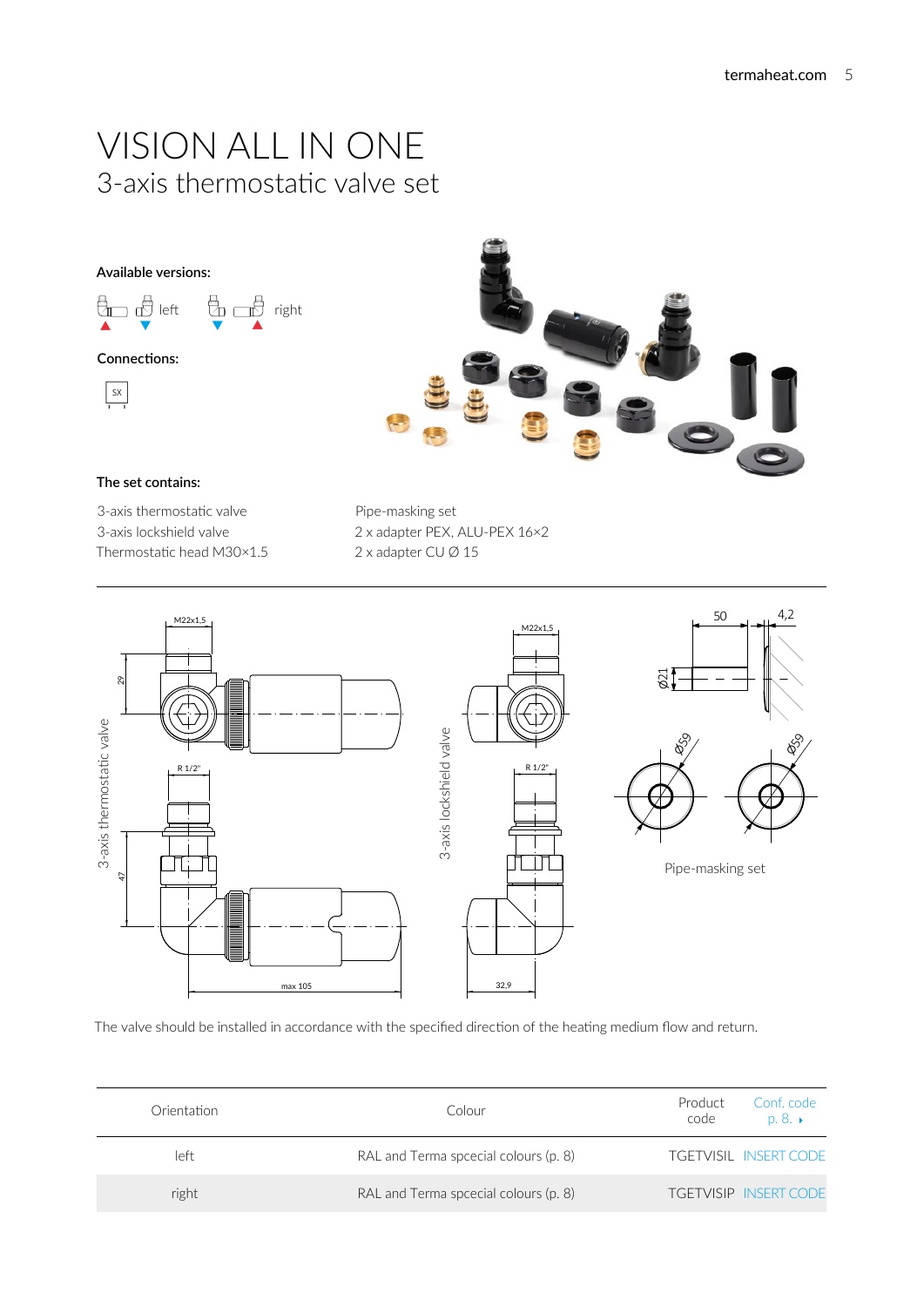# VISION ALL IN ONE

## 3-axis thermostatic valve set

**Available versions:**

left

right

**Connections:**

SX

**The set contains:**

3-axis thermostatic valve
3-axis lockshield valve
Thermostatic head M30×1.5
Pipe-masking set
2 x adapter PEX, ALU-PEX 16×2
2 x adapter CU Ø 15

3-axis thermostatic valve

3-axis lockshield valve

Pipe-masking set

The valve should be installed in accordance with the specified direction of the heating medium flow and return.

| Orientation | Colour | Product code | Conf. code p. 8. |
|---|---|---|---|
| left | RAL and Terma spcecial colours (p. 8) | TGETVISIL | INSERT CODE |
| right | RAL and Terma spcecial colours (p. 8) | TGETVISIP | INSERT CODE |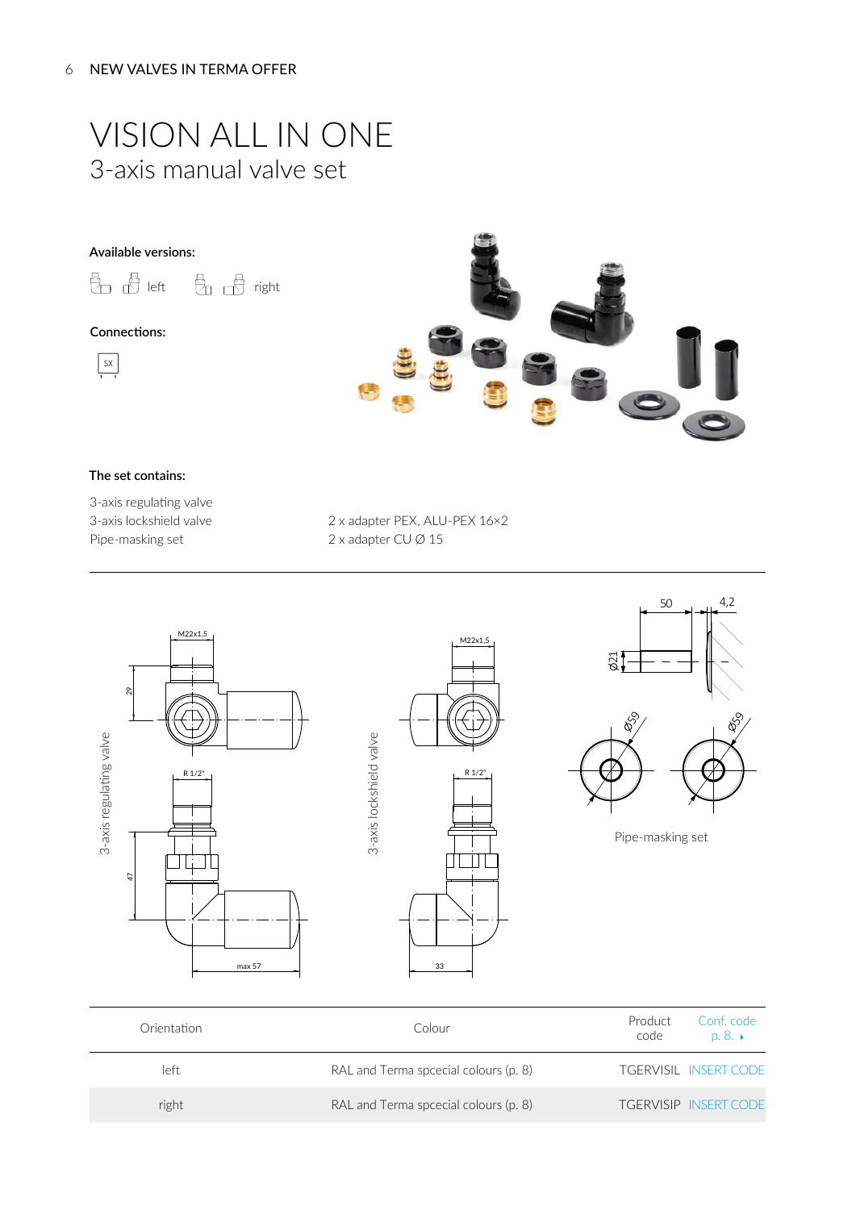# VISION ALL IN ONE

## 3-axis manual valve set

**Available versions:**

left right

**Connections:**

SX

**The set contains:**

3-axis regulating valve
3-axis lockshield valve
Pipe-masking set

2 x adapter PEX, ALU-PEX 16×2
2 x adapter CU Ø 15

3-axis regulating valve

3-axis lockshield valve

Pipe-masking set

| Orientation | Colour | Product code | Conf. code p. 8. |
|---|---|---|---|
| left | RAL and Terma spcecial colours (p. 8) | TGERVISIL | INSERT CODE |
| right | RAL and Terma spcecial colours (p. 8) | TGERVISIP | INSERT CODE |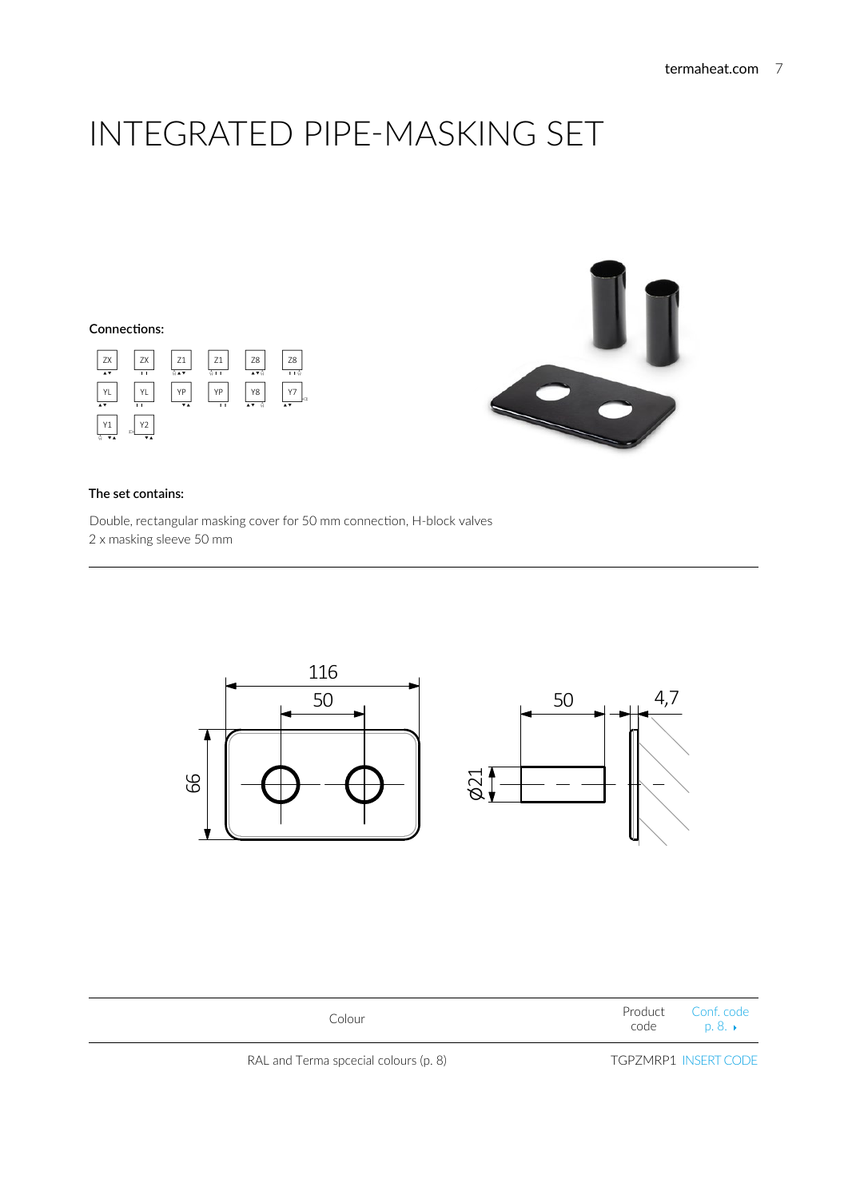# INTEGRATED PIPE-MASKING SET

**Connections:**

ZX, ZX, Z1, Z1, Z8, Z8, YL, YL, YP, YP, Y8, Y7, Y1, Y2

**The set contains:**

Double, rectangular masking cover for 50 mm connection, H-block valves
2 x masking sleeve 50 mm

| Colour | Product code | Conf. code p. 8. |
|---|---|---|
| RAL and Terma spcecial colours (p. 8) | TGPZMRP1 | INSERT CODE |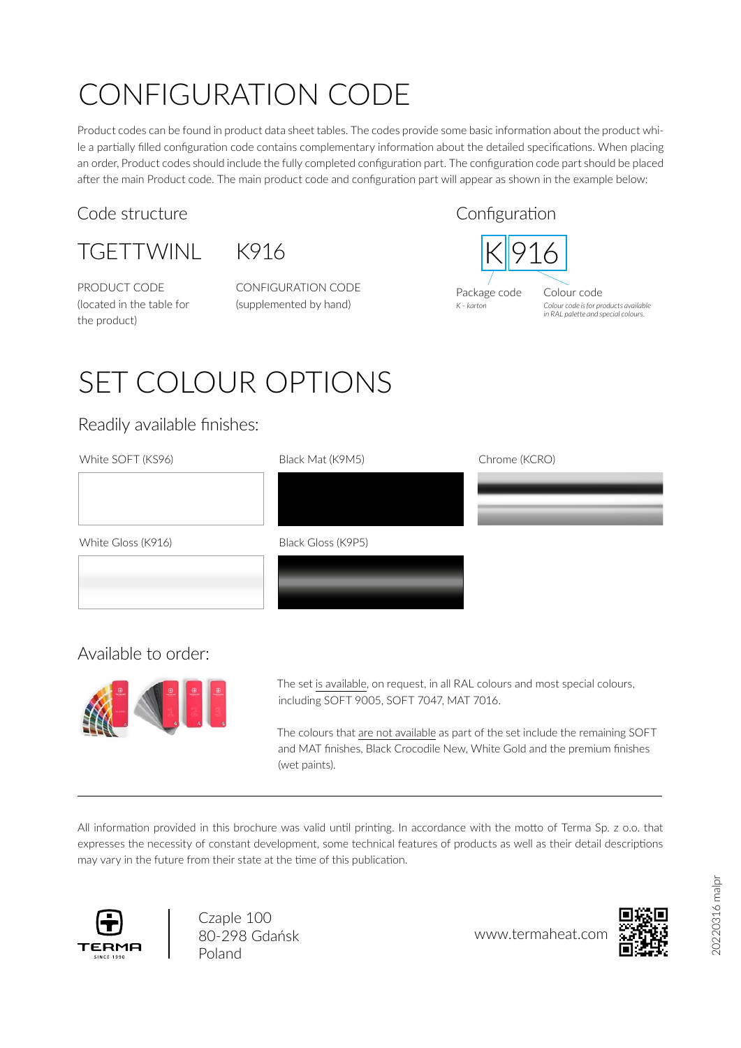# CONFIGURATION CODE

Product codes can be found in product data sheet tables. The codes provide some basic information about the product while a partially filled configuration code contains complementary information about the detailed specifications. When placing an order, Product codes should include the fully completed configuration part. The configuration code part should be placed after the main Product code. The main product code and configuration part will appear as shown in the example below:

## Code structure

TGETTWINL

PRODUCT CODE
(located in the table for the product)

K916

CONFIGURATION CODE
(supplemented by hand)

## Configuration

K 916

Package code
*K – karton*

Colour code
*Colour code is for products available in RAL palette and special colours.*

# SET COLOUR OPTIONS

## Readily available finishes:

White SOFT (KS96)

Black Mat (K9M5)

Chrome (KCRO)

White Gloss (K916)

Black Gloss (K9P5)

## Available to order:

The set is available, on request, in all RAL colours and most special colours, including SOFT 9005, SOFT 7047, MAT 7016.

The colours that are not available as part of the set include the remaining SOFT and MAT finishes, Black Crocodile New, White Gold and the premium finishes (wet paints).

---

All information provided in this brochure was valid until printing. In accordance with the motto of Terma Sp. z o.o. that expresses the necessity of constant development, some technical features of products as well as their detail descriptions may vary in the future from their state at the time of this publication.

TERMA
SINCE 1990

Czaple 100
80-298 Gdańsk
Poland

www.termaheat.com

20220316 malpr